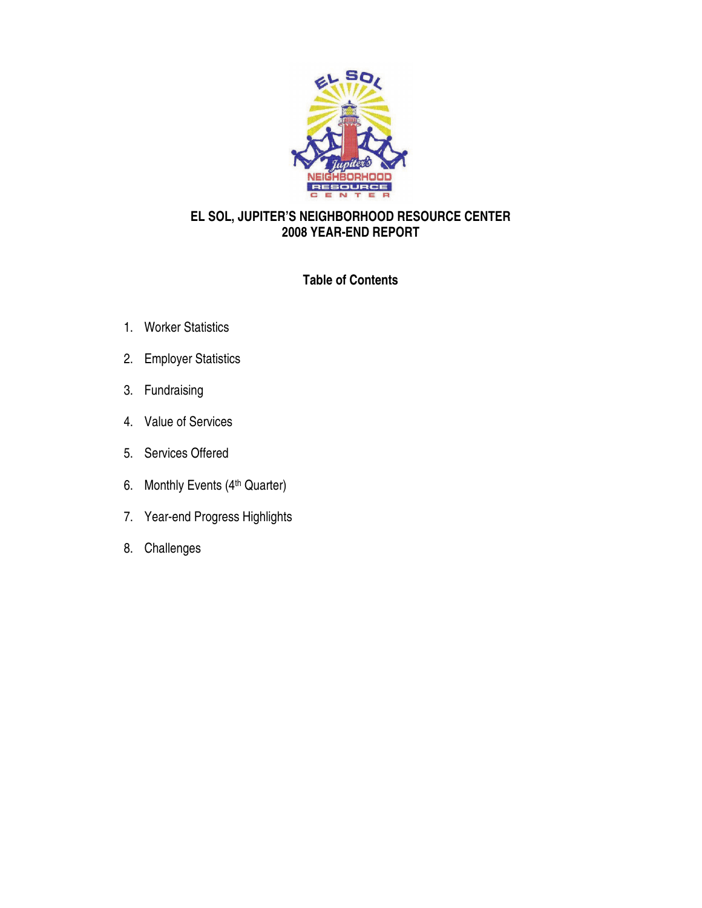# EL SOL, JUPITER'S NEIGHBORHOOD RESOURCE CENTER
# 2008 YEAR-END REPORT

## Table of Contents

1. Worker Statistics
2. Employer Statistics
3. Fundraising
4. Value of Services
5. Services Offered
6. Monthly Events (4th Quarter)
7. Year-end Progress Highlights
8. Challenges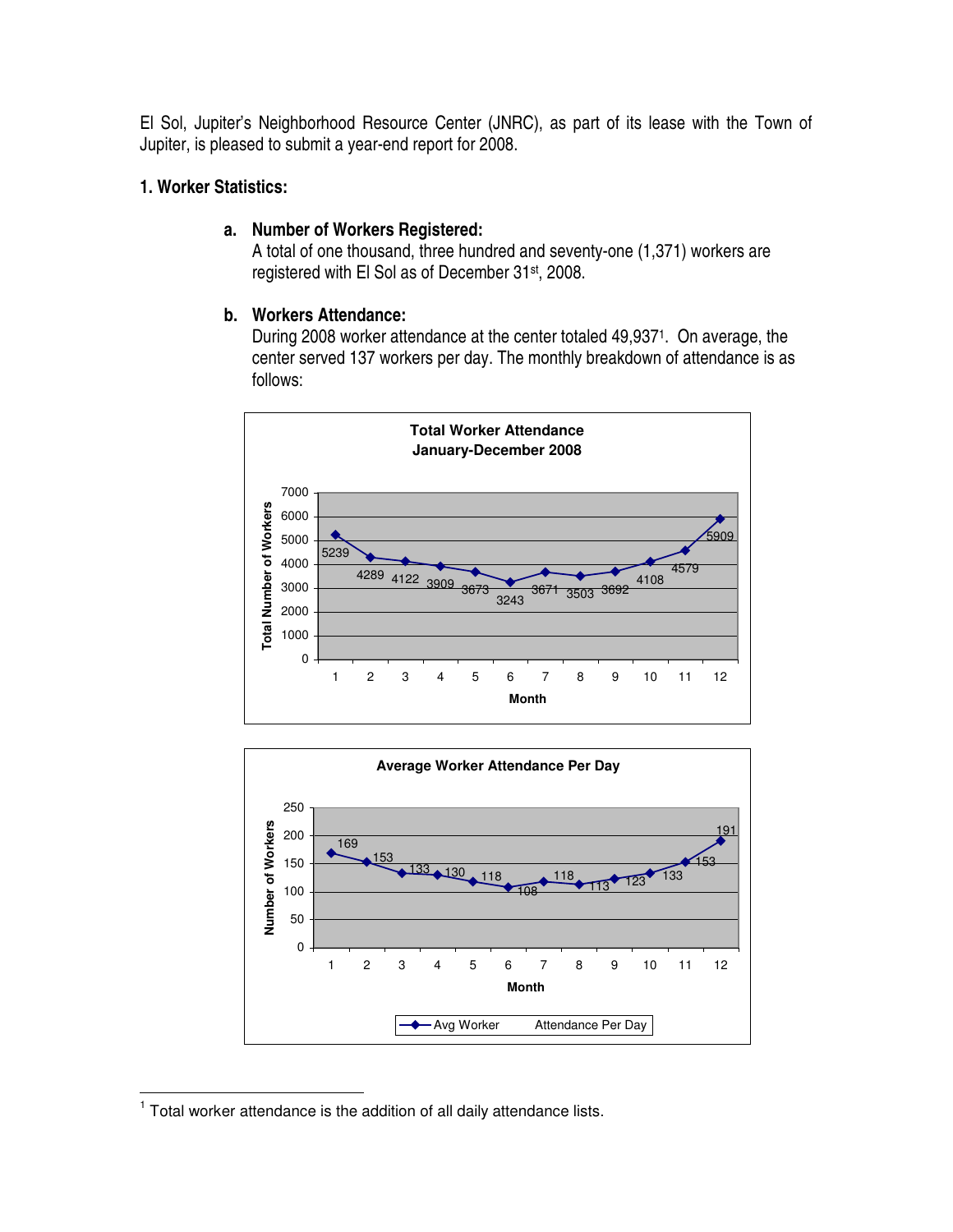El Sol, Jupiter's Neighborhood Resource Center (JNRC), as part of its lease with the Town of Jupiter, is pleased to submit a year-end report for 2008.

## 1. Worker Statistics:

### a. Number of Workers Registered:

A total of one thousand, three hundred and seventy-one (1,371) workers are registered with El Sol as of December 31st, 2008.

### b. Workers Attendance:

During 2008 worker attendance at the center totaled 49,937[1]. On average, the center served 137 workers per day. The monthly breakdown of attendance is as follows:

**Total Worker Attendance January-December 2008**

Total Number of Workers

7000
6000
5000
4000
3000
2000
1000
0

5239
4289
4122
3909
3673
3243
3671
3503
3692
4108
4579
5909

1 2 3 4 5 6 7 8 9 10 11 12

Month

**Average Worker Attendance Per Day**

Number of Workers

250
200
150
100
50
0

169
153
133
130
118
108
118
113
123
133
153
191

1 2 3 4 5 6 7 8 9 10 11 12

Month

Avg Worker Attendance Per Day

---

[1] Total worker attendance is the addition of all daily attendance lists.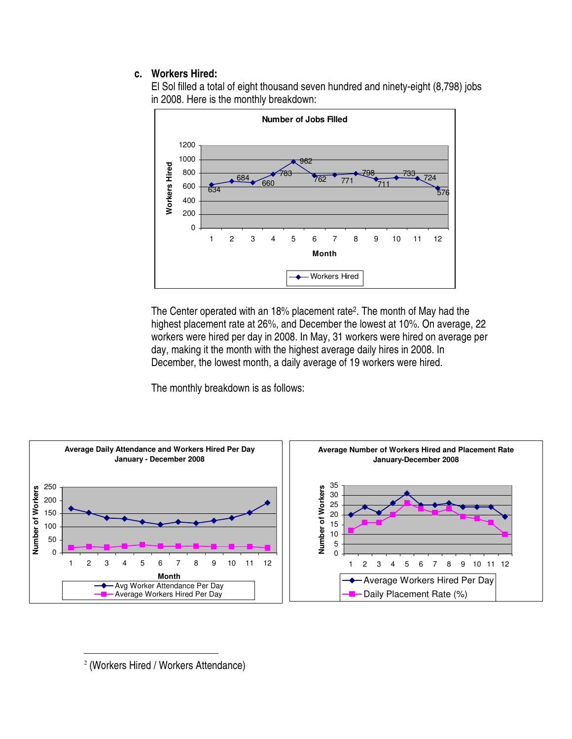### c. Workers Hired:

El Sol filled a total of eight thousand seven hundred and ninety-eight (8,798) jobs in 2008. Here is the monthly breakdown:

Number of Jobs Filled

Workers Hired

1200
1000
800
600
400
200
0

634
684
660
783
962
762
771
798
711
733
724
576

1 2 3 4 5 6 7 8 9 10 11 12

Month

Workers Hired

The Center operated with an 18% placement rate[2]. The month of May had the highest placement rate at 26%, and December the lowest at 10%. On average, 22 workers were hired per day in 2008. In May, 31 workers were hired on average per day, making it the month with the highest average daily hires in 2008. In December, the lowest month, a daily average of 19 workers were hired.

The monthly breakdown is as follows:

Average Daily Attendance and Workers Hired Per Day
January - December 2008

Number of Workers

250
200
150
100
50
0

1 2 3 4 5 6 7 8 9 10 11 12

Month

Avg Worker Attendance Per Day
Average Workers Hired Per Day

Average Number of Workers Hired and Placement Rate
January-December 2008

Number of Workers

35
30
25
20
15
10
5
0

1 2 3 4 5 6 7 8 9 10 11 12

Average Workers Hired Per Day
Daily Placement Rate (%)

[2] (Workers Hired / Workers Attendance)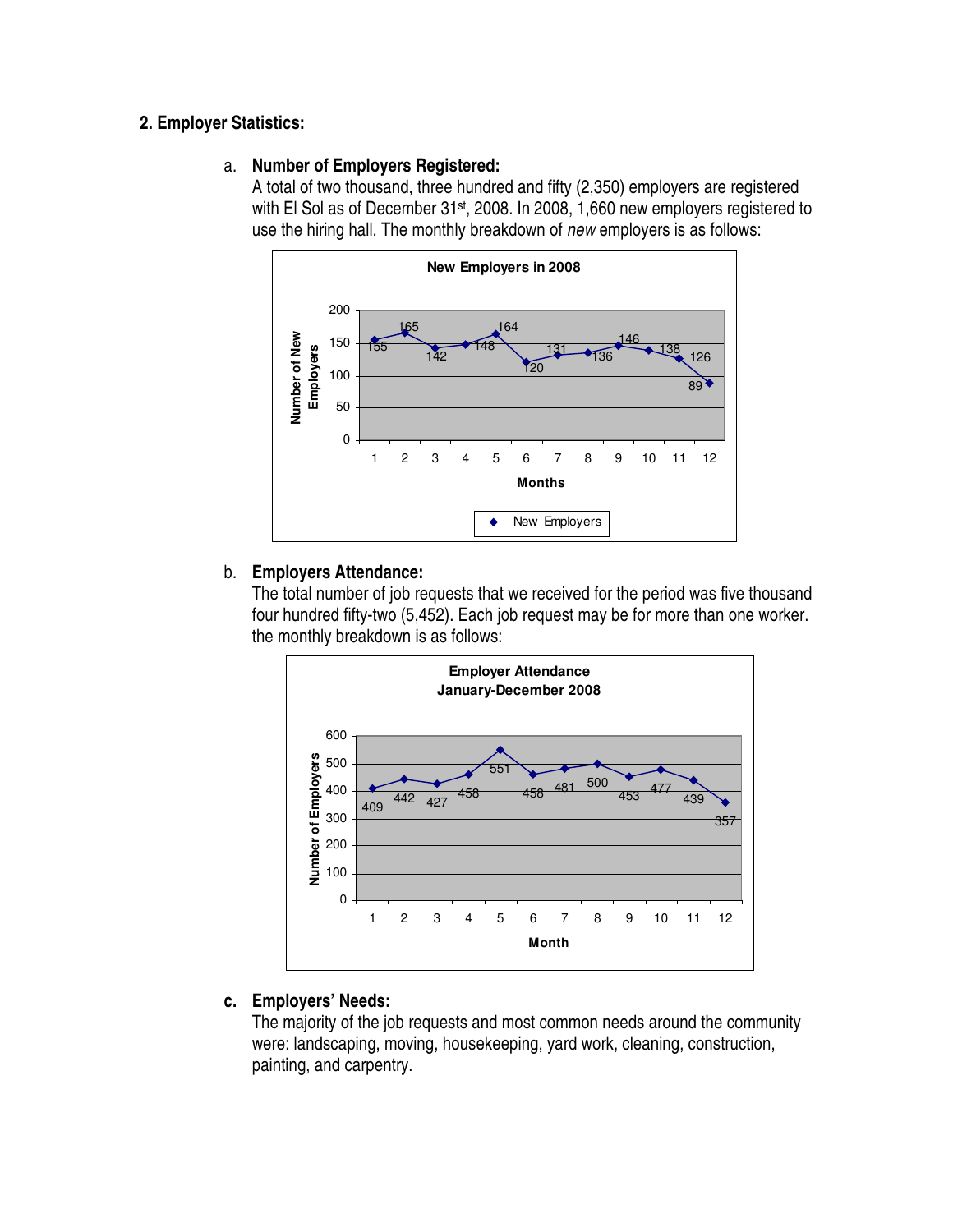## 2. Employer Statistics:

a. **Number of Employers Registered:**
A total of two thousand, three hundred and fifty (2,350) employers are registered with El Sol as of December 31st, 2008. In 2008, 1,660 new employers registered to use the hiring hall. The monthly breakdown of *new* employers is as follows:

New Employers in 2008

Number of New Employers

200
150
100
50
0

155 165 142 148 164 120 131 136 146 138 126 89

1 2 3 4 5 6 7 8 9 10 11 12

Months

New Employers

b. **Employers Attendance:**
The total number of job requests that we received for the period was five thousand four hundred fifty-two (5,452). Each job request may be for more than one worker. the monthly breakdown is as follows:

Employer Attendance
January-December 2008

Number of Employers

600
500
400
300
200
100
0

409 442 427 458 551 458 481 500 453 477 439 357

1 2 3 4 5 6 7 8 9 10 11 12

Month

c. **Employers' Needs:**
The majority of the job requests and most common needs around the community were: landscaping, moving, housekeeping, yard work, cleaning, construction, painting, and carpentry.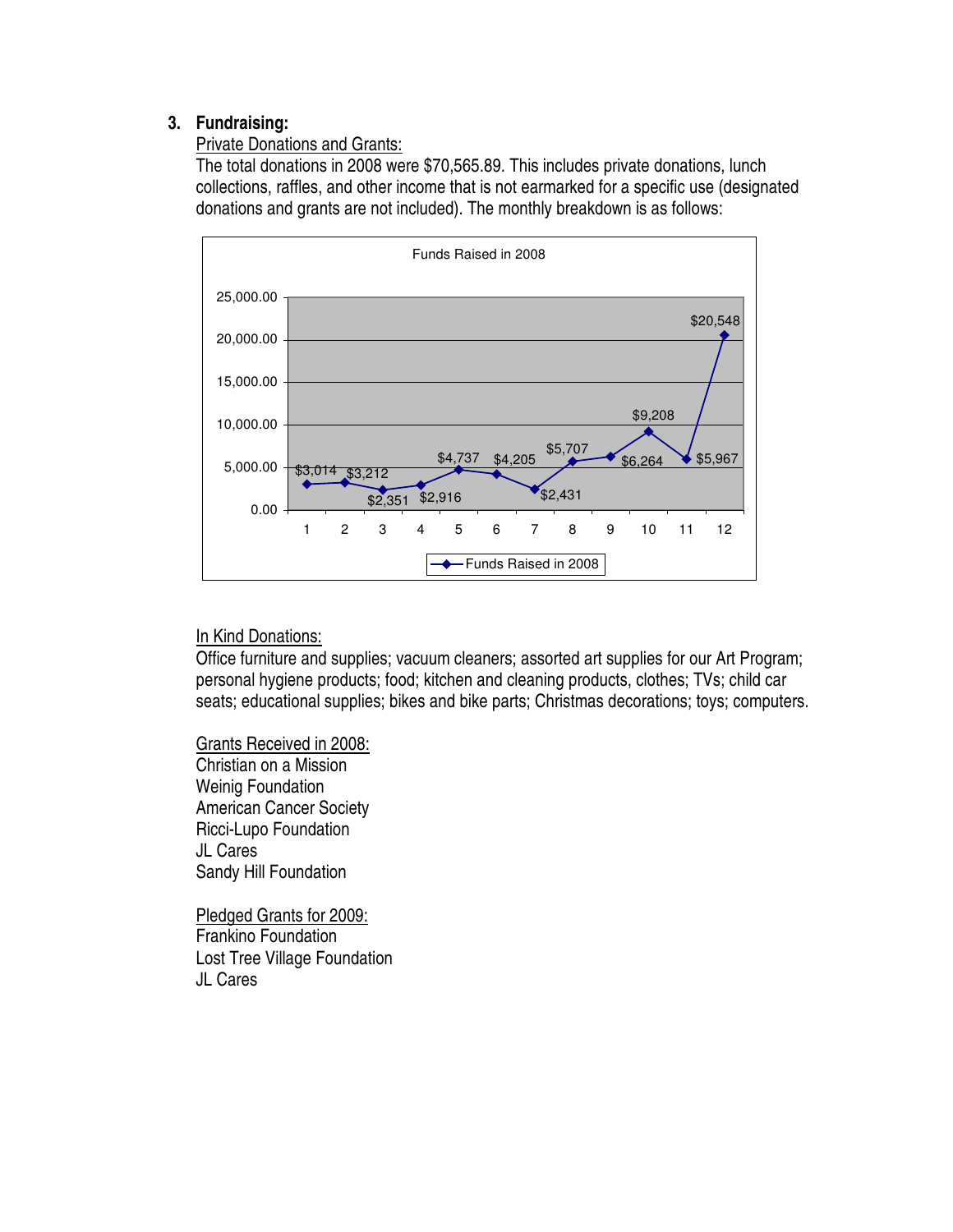### 3. Fundraising:

Private Donations and Grants:

The total donations in 2008 were $70,565.89. This includes private donations, lunch collections, raffles, and other income that is not earmarked for a specific use (designated donations and grants are not included). The monthly breakdown is as follows:

Funds Raised in 2008

25,000.00
20,000.00
15,000.00
10,000.00
5,000.00
0.00

1 2 3 4 5 6 7 8 9 10 11 12

$3,014 $3,212 $2,351 $2,916 $4,737 $4,205 $2,431 $5,707 $6,264 $9,208 $5,967 $20,548

Funds Raised in 2008

In Kind Donations:

Office furniture and supplies; vacuum cleaners; assorted art supplies for our Art Program; personal hygiene products; food; kitchen and cleaning products, clothes; TVs; child car seats; educational supplies; bikes and bike parts; Christmas decorations; toys; computers.

Grants Received in 2008:

Christian on a Mission
Weinig Foundation
American Cancer Society
Ricci-Lupo Foundation
JL Cares
Sandy Hill Foundation

Pledged Grants for 2009:

Frankino Foundation
Lost Tree Village Foundation
JL Cares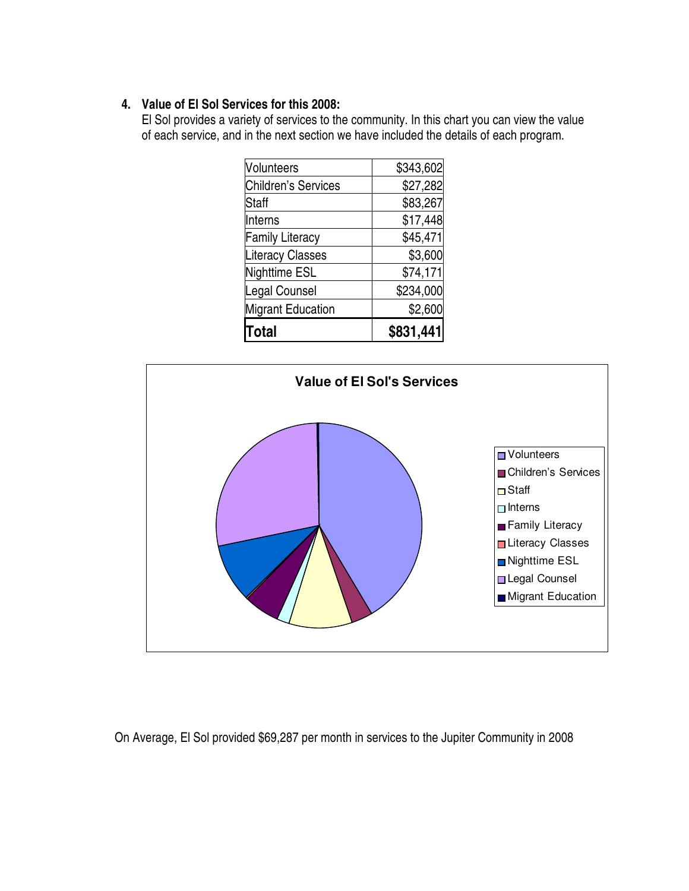4. **Value of El Sol Services for this 2008:**
   El Sol provides a variety of services to the community. In this chart you can view the value of each service, and in the next section we have included the details of each program.

| | |
|---|---:|
| Volunteers | $343,602 |
| Children's Services | $27,282 |
| Staff | $83,267 |
| Interns | $17,448 |
| Family Literacy | $45,471 |
| Literacy Classes | $3,600 |
| Nighttime ESL | $74,171 |
| Legal Counsel | $234,000 |
| Migrant Education | $2,600 |
| **Total** | **$831,441** |

**Value of El Sol's Services**

Volunteers
Children's Services
Staff
Interns
Family Literacy
Literacy Classes
Nighttime ESL
Legal Counsel
Migrant Education

On Average, El Sol provided $69,287 per month in services to the Jupiter Community in 2008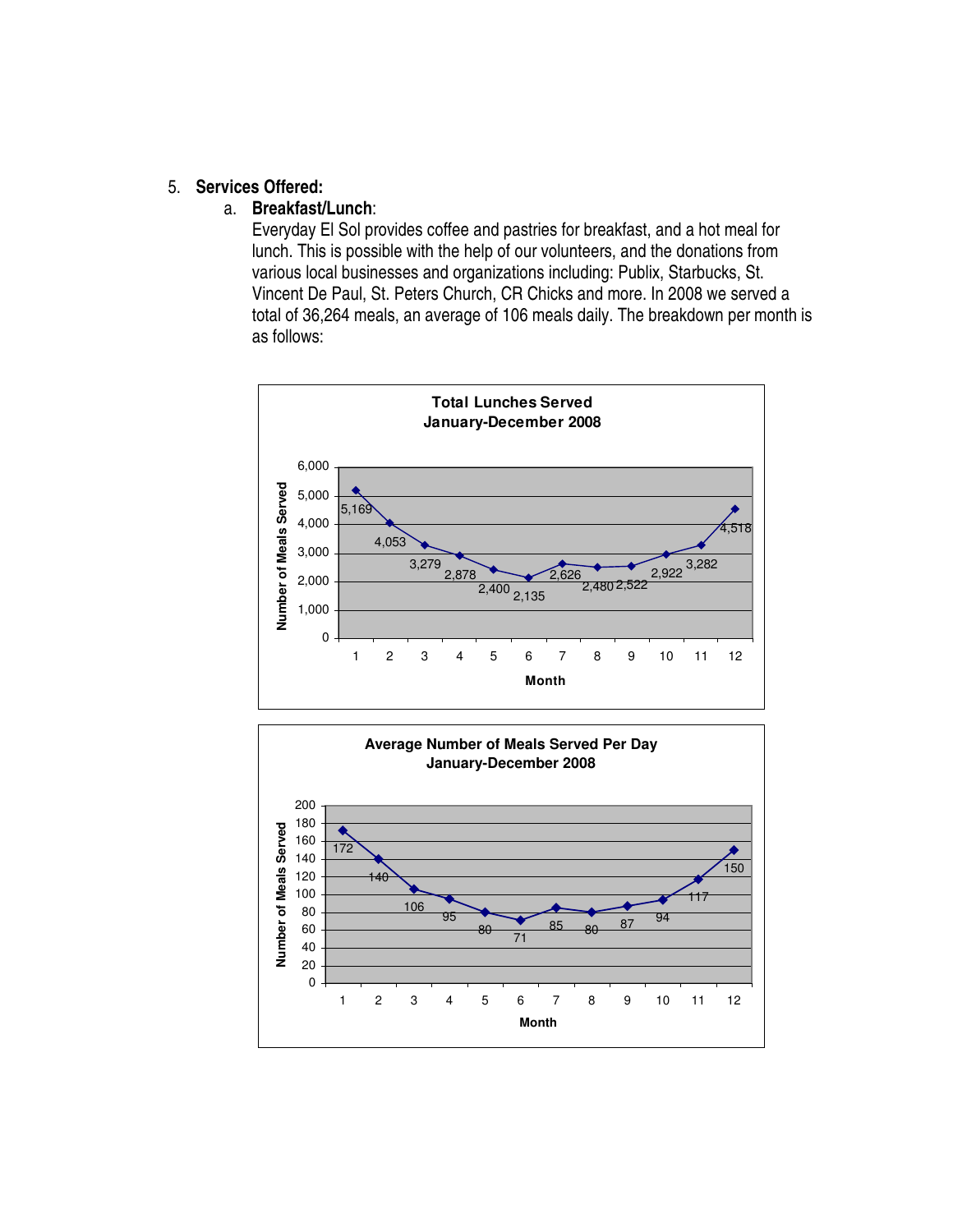5. **Services Offered:**

   a. **Breakfast/Lunch**:

   Everyday El Sol provides coffee and pastries for breakfast, and a hot meal for lunch. This is possible with the help of our volunteers, and the donations from various local businesses and organizations including: Publix, Starbucks, St. Vincent De Paul, St. Peters Church, CR Chicks and more. In 2008 we served a total of 36,264 meals, an average of 106 meals daily. The breakdown per month is as follows:

**Total Lunches Served**
**January-December 2008**

Number of Meals Served

0
1,000
2,000
3,000
4,000
5,000
6,000

Month

1 2 3 4 5 6 7 8 9 10 11 12

5,169
4,053
3,279
2,878
2,400
2,135
2,626
2,480
2,522
2,922
3,282
4,518

**Average Number of Meals Served Per Day**
**January-December 2008**

Number of Meals Served

0
20
40
60
80
100
120
140
160
180
200

Month

1 2 3 4 5 6 7 8 9 10 11 12

172
140
106
95
80
71
85
80
87
94
117
150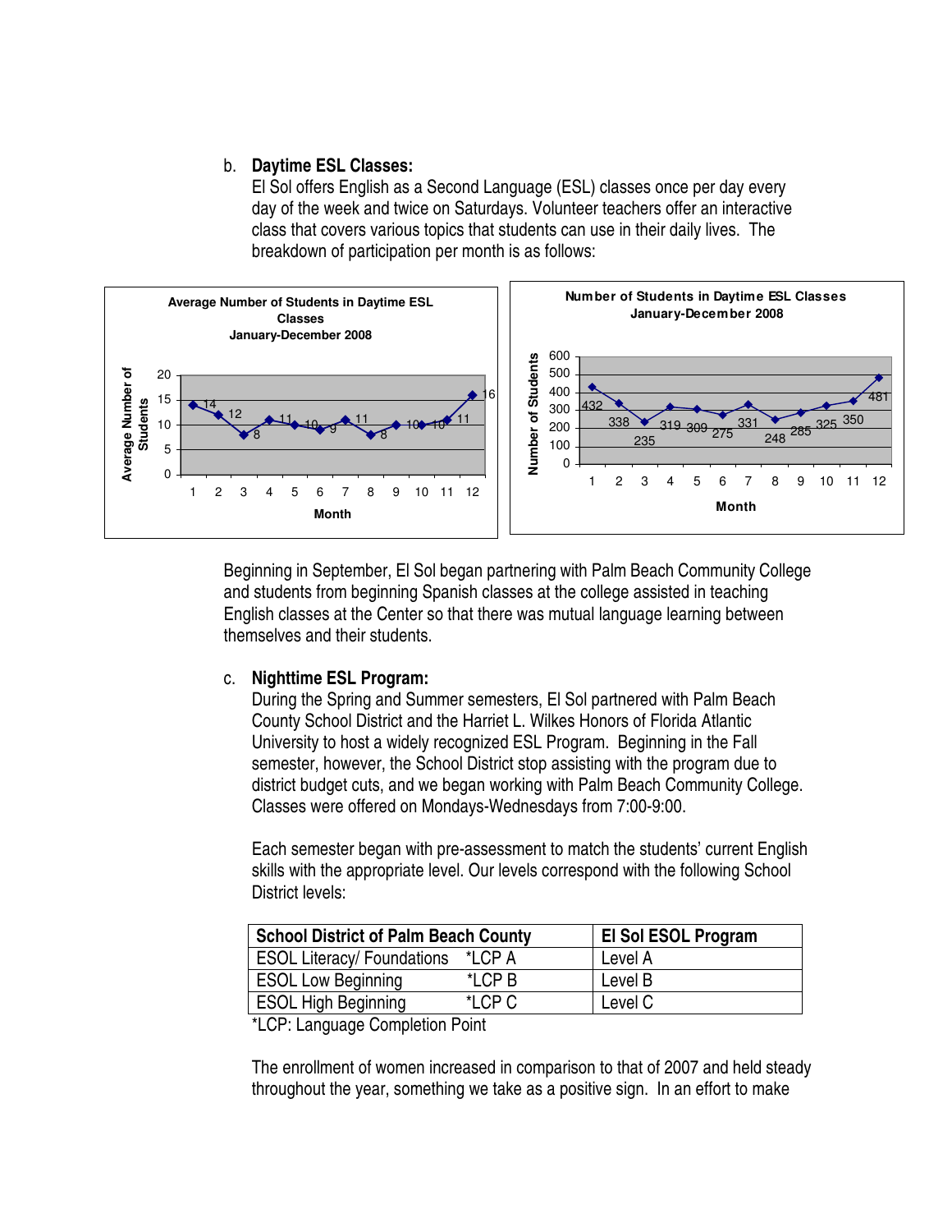b. **Daytime ESL Classes:**

El Sol offers English as a Second Language (ESL) classes once per day every day of the week and twice on Saturdays. Volunteer teachers offer an interactive class that covers various topics that students can use in their daily lives. The breakdown of participation per month is as follows:

**Average Number of Students in Daytime ESL Classes**
**January-December 2008**

Average Number of Students
20
15
10
5
0

14
12
8
11
10
9
11
8
10
10
11
16

1 2 3 4 5 6 7 8 9 10 11 12
**Month**

**Number of Students in Daytime ESL Classes**
**January-December 2008**

Number of Students
600
500
400
300
200
100
0

432
338
235
319
309
275
331
248
285
325
350
481

1 2 3 4 5 6 7 8 9 10 11 12
**Month**

Beginning in September, El Sol began partnering with Palm Beach Community College and students from beginning Spanish classes at the college assisted in teaching English classes at the Center so that there was mutual language learning between themselves and their students.

c. **Nighttime ESL Program:**

During the Spring and Summer semesters, El Sol partnered with Palm Beach County School District and the Harriet L. Wilkes Honors of Florida Atlantic University to host a widely recognized ESL Program. Beginning in the Fall semester, however, the School District stop assisting with the program due to district budget cuts, and we began working with Palm Beach Community College. Classes were offered on Mondays-Wednesdays from 7:00-9:00.

Each semester began with pre-assessment to match the students' current English skills with the appropriate level. Our levels correspond with the following School District levels:

| School District of Palm Beach County | El Sol ESOL Program |
|---|---|
| ESOL Literacy/ Foundations *LCP A | Level A |
| ESOL Low Beginning *LCP B | Level B |
| ESOL High Beginning *LCP C | Level C |

*LCP: Language Completion Point

The enrollment of women increased in comparison to that of 2007 and held steady throughout the year, something we take as a positive sign. In an effort to make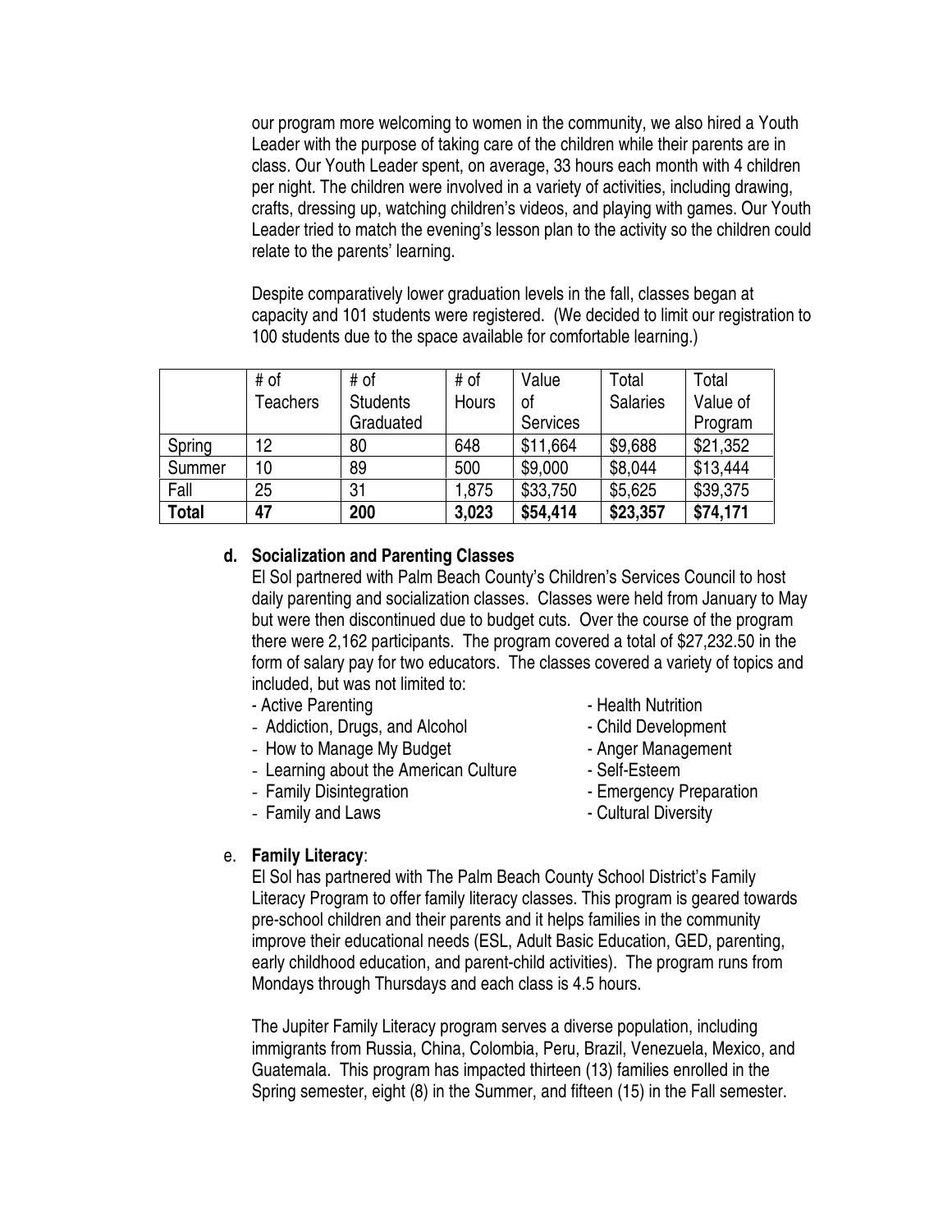our program more welcoming to women in the community, we also hired a Youth Leader with the purpose of taking care of the children while their parents are in class. Our Youth Leader spent, on average, 33 hours each month with 4 children per night. The children were involved in a variety of activities, including drawing, crafts, dressing up, watching children's videos, and playing with games. Our Youth Leader tried to match the evening's lesson plan to the activity so the children could relate to the parents' learning.

Despite comparatively lower graduation levels in the fall, classes began at capacity and 101 students were registered. (We decided to limit our registration to 100 students due to the space available for comfortable learning.)

| | # of Teachers | # of Students Graduated | # of Hours | Value of Services | Total Salaries | Total Value of Program |
|---|---|---|---|---|---|---|
| Spring | 12 | 80 | 648 | $11,664 | $9,688 | $21,352 |
| Summer | 10 | 89 | 500 | $9,000 | $8,044 | $13,444 |
| Fall | 25 | 31 | 1,875 | $33,750 | $5,625 | $39,375 |
| **Total** | **47** | **200** | **3,023** | **$54,414** | **$23,357** | **$74,171** |

**d. Socialization and Parenting Classes**

El Sol partnered with Palm Beach County's Children's Services Council to host daily parenting and socialization classes. Classes were held from January to May but were then discontinued due to budget cuts. Over the course of the program there were 2,162 participants. The program covered a total of $27,232.50 in the form of salary pay for two educators. The classes covered a variety of topics and included, but was not limited to:

- Active Parenting
- Addiction, Drugs, and Alcohol
- How to Manage My Budget
- Learning about the American Culture
- Family Disintegration
- Family and Laws
- Health Nutrition
- Child Development
- Anger Management
- Self-Esteem
- Emergency Preparation
- Cultural Diversity

e. **Family Literacy**:

El Sol has partnered with The Palm Beach County School District's Family Literacy Program to offer family literacy classes. This program is geared towards pre-school children and their parents and it helps families in the community improve their educational needs (ESL, Adult Basic Education, GED, parenting, early childhood education, and parent-child activities). The program runs from Mondays through Thursdays and each class is 4.5 hours.

The Jupiter Family Literacy program serves a diverse population, including immigrants from Russia, China, Colombia, Peru, Brazil, Venezuela, Mexico, and Guatemala. This program has impacted thirteen (13) families enrolled in the Spring semester, eight (8) in the Summer, and fifteen (15) in the Fall semester.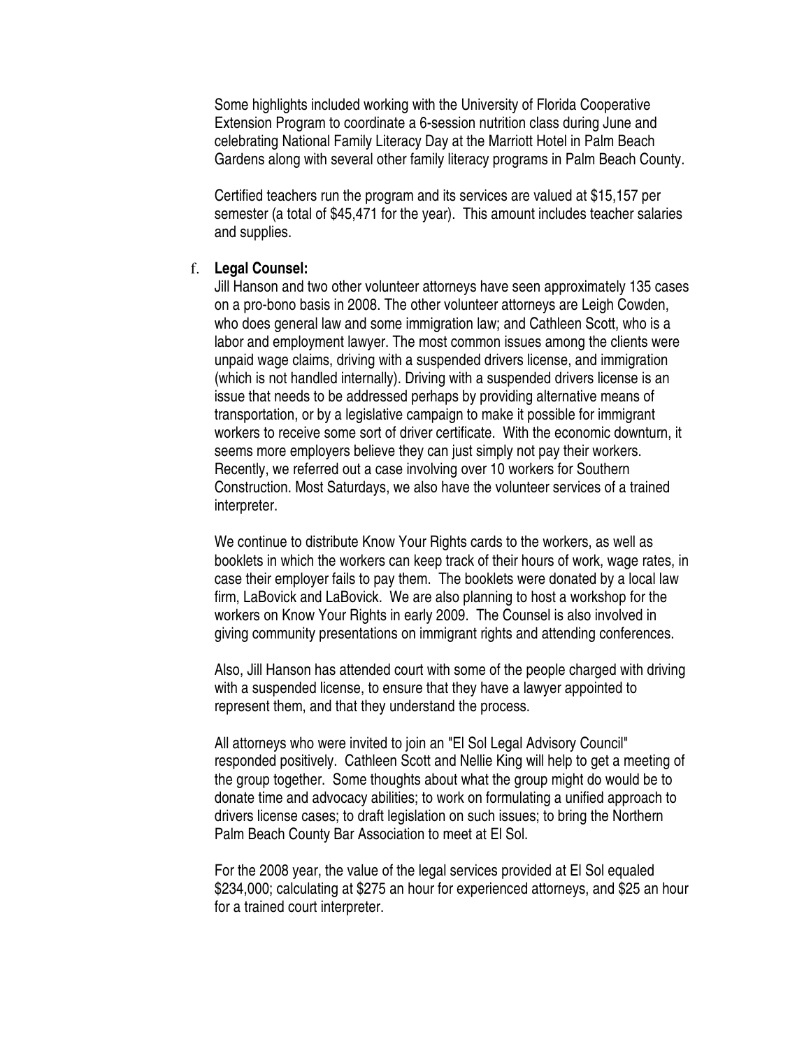Some highlights included working with the University of Florida Cooperative Extension Program to coordinate a 6-session nutrition class during June and celebrating National Family Literacy Day at the Marriott Hotel in Palm Beach Gardens along with several other family literacy programs in Palm Beach County.

Certified teachers run the program and its services are valued at $15,157 per semester (a total of $45,471 for the year). This amount includes teacher salaries and supplies.

f. **Legal Counsel:**

Jill Hanson and two other volunteer attorneys have seen approximately 135 cases on a pro-bono basis in 2008. The other volunteer attorneys are Leigh Cowden, who does general law and some immigration law; and Cathleen Scott, who is a labor and employment lawyer. The most common issues among the clients were unpaid wage claims, driving with a suspended drivers license, and immigration (which is not handled internally). Driving with a suspended drivers license is an issue that needs to be addressed perhaps by providing alternative means of transportation, or by a legislative campaign to make it possible for immigrant workers to receive some sort of driver certificate. With the economic downturn, it seems more employers believe they can just simply not pay their workers. Recently, we referred out a case involving over 10 workers for Southern Construction. Most Saturdays, we also have the volunteer services of a trained interpreter.

We continue to distribute Know Your Rights cards to the workers, as well as booklets in which the workers can keep track of their hours of work, wage rates, in case their employer fails to pay them. The booklets were donated by a local law firm, LaBovick and LaBovick. We are also planning to host a workshop for the workers on Know Your Rights in early 2009. The Counsel is also involved in giving community presentations on immigrant rights and attending conferences.

Also, Jill Hanson has attended court with some of the people charged with driving with a suspended license, to ensure that they have a lawyer appointed to represent them, and that they understand the process.

All attorneys who were invited to join an "El Sol Legal Advisory Council" responded positively. Cathleen Scott and Nellie King will help to get a meeting of the group together. Some thoughts about what the group might do would be to donate time and advocacy abilities; to work on formulating a unified approach to drivers license cases; to draft legislation on such issues; to bring the Northern Palm Beach County Bar Association to meet at El Sol.

For the 2008 year, the value of the legal services provided at El Sol equaled $234,000; calculating at $275 an hour for experienced attorneys, and $25 an hour for a trained court interpreter.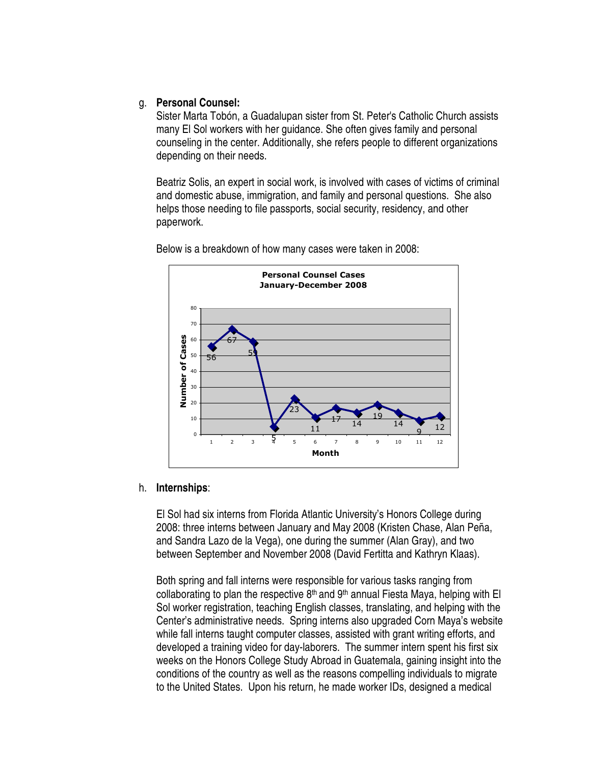g. **Personal Counsel:**

Sister Marta Tobón, a Guadalupan sister from St. Peter's Catholic Church assists many El Sol workers with her guidance. She often gives family and personal counseling in the center. Additionally, she refers people to different organizations depending on their needs.

Beatriz Solis, an expert in social work, is involved with cases of victims of criminal and domestic abuse, immigration, and family and personal questions. She also helps those needing to file passports, social security, residency, and other paperwork.

Below is a breakdown of how many cases were taken in 2008:

**Personal Counsel Cases January-December 2008**

| Month | 1 | 2 | 3 | 4 | 5 | 6 | 7 | 8 | 9 | 10 | 11 | 12 |
|---|---|---|---|---|---|---|---|---|---|---|---|---|
| Number of Cases | 56 | 67 | 59 | 5 | 23 | 11 | 17 | 14 | 19 | 14 | 9 | 12 |

h. **Internships**:

El Sol had six interns from Florida Atlantic University's Honors College during 2008: three interns between January and May 2008 (Kristen Chase, Alan Peña, and Sandra Lazo de la Vega), one during the summer (Alan Gray), and two between September and November 2008 (David Fertitta and Kathryn Klaas).

Both spring and fall interns were responsible for various tasks ranging from collaborating to plan the respective 8th and 9th annual Fiesta Maya, helping with El Sol worker registration, teaching English classes, translating, and helping with the Center's administrative needs. Spring interns also upgraded Corn Maya's website while fall interns taught computer classes, assisted with grant writing efforts, and developed a training video for day-laborers. The summer intern spent his first six weeks on the Honors College Study Abroad in Guatemala, gaining insight into the conditions of the country as well as the reasons compelling individuals to migrate to the United States. Upon his return, he made worker IDs, designed a medical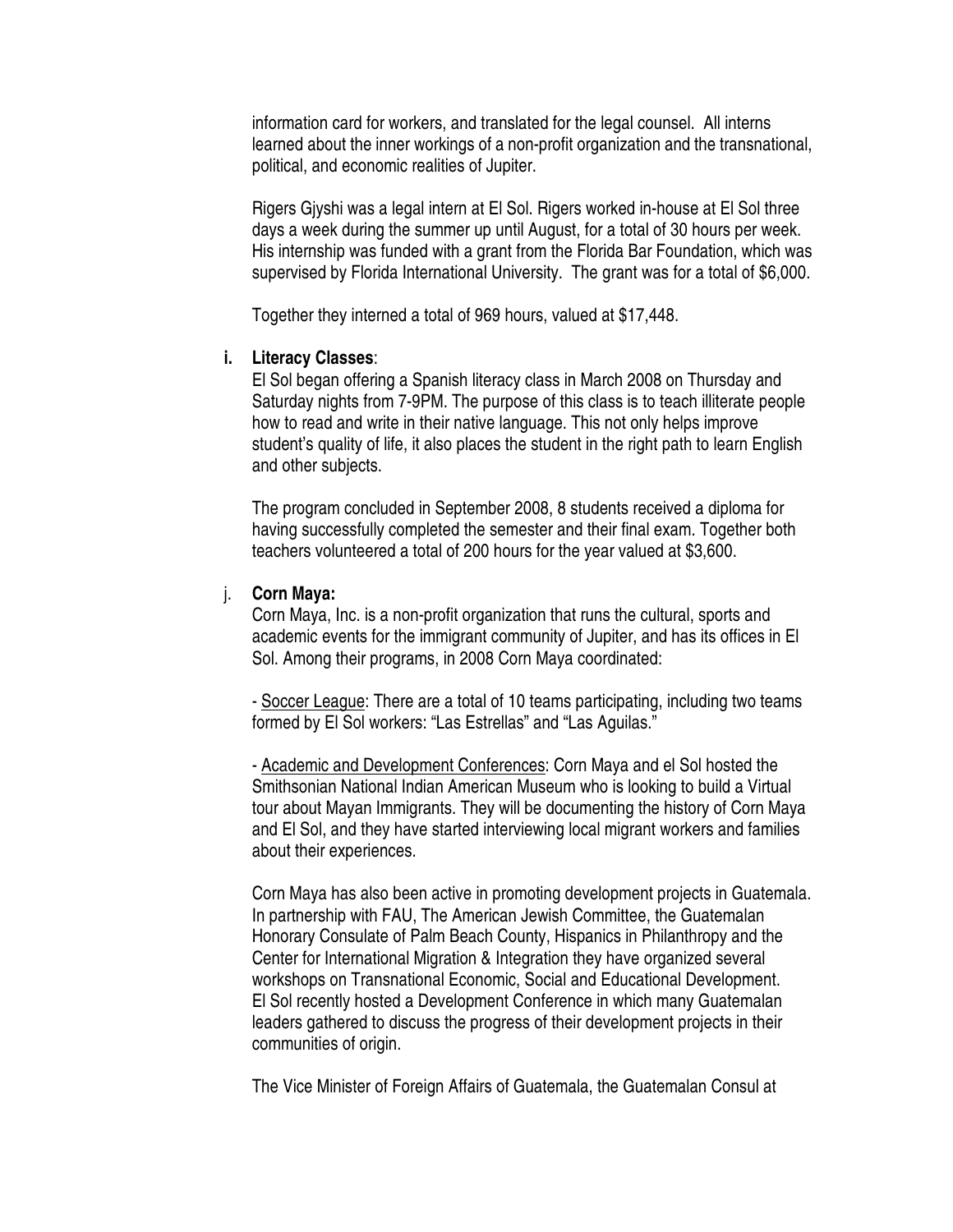information card for workers, and translated for the legal counsel. All interns learned about the inner workings of a non-profit organization and the transnational, political, and economic realities of Jupiter.

Rigers Gjyshi was a legal intern at El Sol. Rigers worked in-house at El Sol three days a week during the summer up until August, for a total of 30 hours per week. His internship was funded with a grant from the Florida Bar Foundation, which was supervised by Florida International University. The grant was for a total of $6,000.

Together they interned a total of 969 hours, valued at $17,448.

**i. Literacy Classes**:

El Sol began offering a Spanish literacy class in March 2008 on Thursday and Saturday nights from 7-9PM. The purpose of this class is to teach illiterate people how to read and write in their native language. This not only helps improve student's quality of life, it also places the student in the right path to learn English and other subjects.

The program concluded in September 2008, 8 students received a diploma for having successfully completed the semester and their final exam. Together both teachers volunteered a total of 200 hours for the year valued at $3,600.

j. **Corn Maya:**

Corn Maya, Inc. is a non-profit organization that runs the cultural, sports and academic events for the immigrant community of Jupiter, and has its offices in El Sol. Among their programs, in 2008 Corn Maya coordinated:

- <u>Soccer League</u>: There are a total of 10 teams participating, including two teams formed by El Sol workers: "Las Estrellas" and "Las Aguilas."

- <u>Academic and Development Conferences</u>: Corn Maya and el Sol hosted the Smithsonian National Indian American Museum who is looking to build a Virtual tour about Mayan Immigrants. They will be documenting the history of Corn Maya and El Sol, and they have started interviewing local migrant workers and families about their experiences.

Corn Maya has also been active in promoting development projects in Guatemala. In partnership with FAU, The American Jewish Committee, the Guatemalan Honorary Consulate of Palm Beach County, Hispanics in Philanthropy and the Center for International Migration & Integration they have organized several workshops on Transnational Economic, Social and Educational Development. El Sol recently hosted a Development Conference in which many Guatemalan leaders gathered to discuss the progress of their development projects in their communities of origin.

The Vice Minister of Foreign Affairs of Guatemala, the Guatemalan Consul at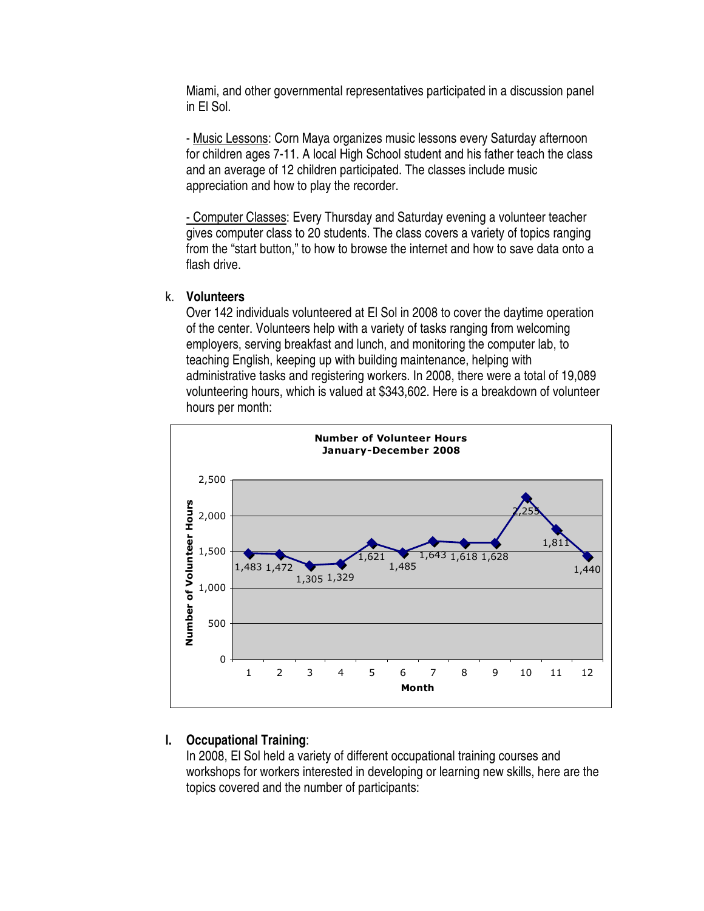Miami, and other governmental representatives participated in a discussion panel in El Sol.

- <u>Music Lessons</u>: Corn Maya organizes music lessons every Saturday afternoon for children ages 7-11. A local High School student and his father teach the class and an average of 12 children participated. The classes include music appreciation and how to play the recorder.

- <u>Computer Classes</u>: Every Thursday and Saturday evening a volunteer teacher gives computer class to 20 students. The class covers a variety of topics ranging from the "start button," to how to browse the internet and how to save data onto a flash drive.

k. **Volunteers**

Over 142 individuals volunteered at El Sol in 2008 to cover the daytime operation of the center. Volunteers help with a variety of tasks ranging from welcoming employers, serving breakfast and lunch, and monitoring the computer lab, to teaching English, keeping up with building maintenance, helping with administrative tasks and registering workers. In 2008, there were a total of 19,089 volunteering hours, which is valued at $343,602. Here is a breakdown of volunteer hours per month:

Number of Volunteer Hours
January-December 2008

Number of Volunteer Hours

2,500
2,000
1,500
1,000
500
0

1,483 1,472 1,305 1,329 1,621 1,485 1,643 1,618 1,628 2,255 1,811 1,440

1 2 3 4 5 6 7 8 9 10 11 12

Month

**l. Occupational Training**:

In 2008, El Sol held a variety of different occupational training courses and workshops for workers interested in developing or learning new skills, here are the topics covered and the number of participants: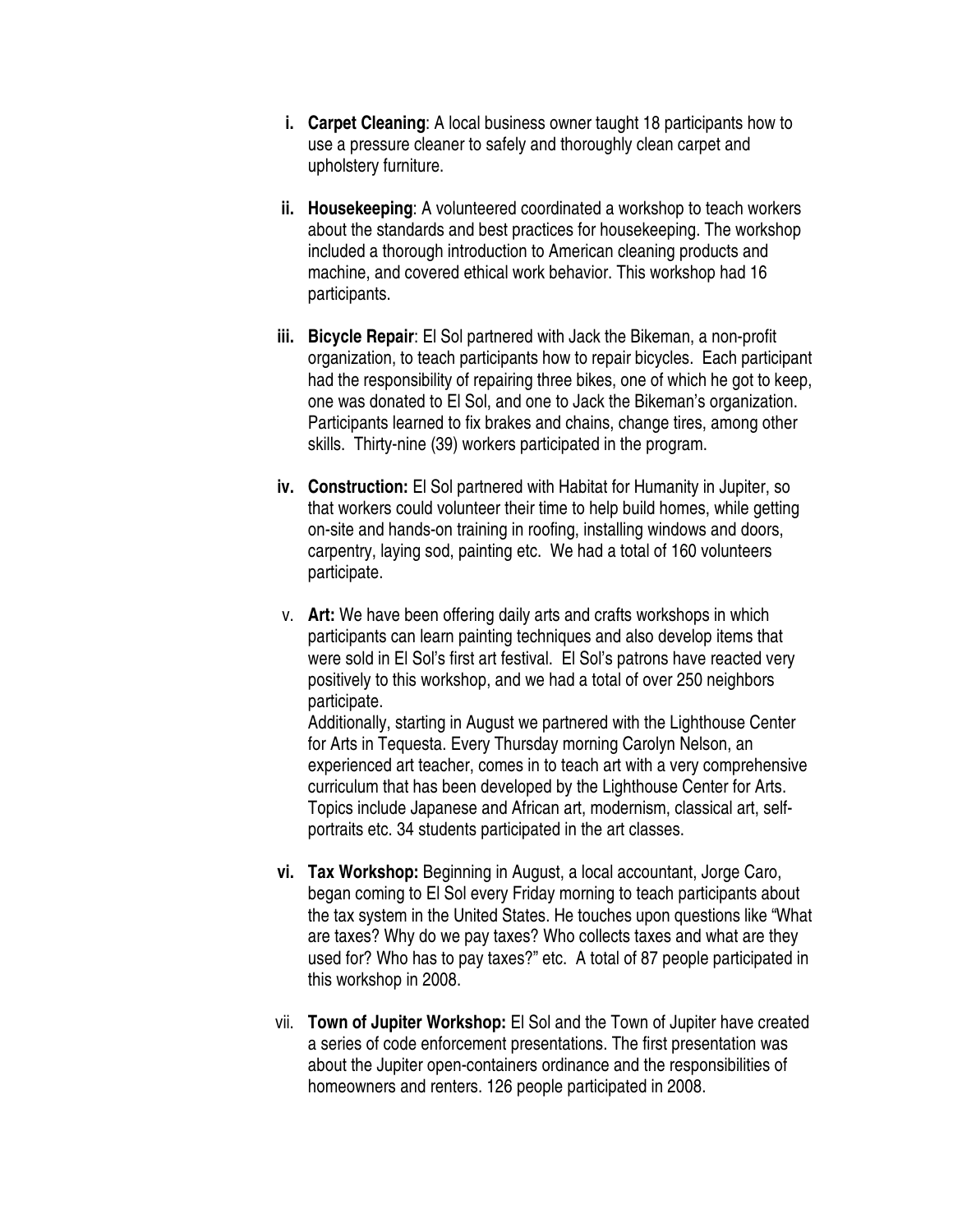i. **Carpet Cleaning**: A local business owner taught 18 participants how to use a pressure cleaner to safely and thoroughly clean carpet and upholstery furniture.

ii. **Housekeeping**: A volunteered coordinated a workshop to teach workers about the standards and best practices for housekeeping. The workshop included a thorough introduction to American cleaning products and machine, and covered ethical work behavior. This workshop had 16 participants.

iii. **Bicycle Repair**: El Sol partnered with Jack the Bikeman, a non-profit organization, to teach participants how to repair bicycles. Each participant had the responsibility of repairing three bikes, one of which he got to keep, one was donated to El Sol, and one to Jack the Bikeman's organization. Participants learned to fix brakes and chains, change tires, among other skills. Thirty-nine (39) workers participated in the program.

iv. **Construction:** El Sol partnered with Habitat for Humanity in Jupiter, so that workers could volunteer their time to help build homes, while getting on-site and hands-on training in roofing, installing windows and doors, carpentry, laying sod, painting etc. We had a total of 160 volunteers participate.

v. **Art:** We have been offering daily arts and crafts workshops in which participants can learn painting techniques and also develop items that were sold in El Sol's first art festival. El Sol's patrons have reacted very positively to this workshop, and we had a total of over 250 neighbors participate.
Additionally, starting in August we partnered with the Lighthouse Center for Arts in Tequesta. Every Thursday morning Carolyn Nelson, an experienced art teacher, comes in to teach art with a very comprehensive curriculum that has been developed by the Lighthouse Center for Arts. Topics include Japanese and African art, modernism, classical art, self-portraits etc. 34 students participated in the art classes.

vi. **Tax Workshop:** Beginning in August, a local accountant, Jorge Caro, began coming to El Sol every Friday morning to teach participants about the tax system in the United States. He touches upon questions like "What are taxes? Why do we pay taxes? Who collects taxes and what are they used for? Who has to pay taxes?" etc. A total of 87 people participated in this workshop in 2008.

vii. **Town of Jupiter Workshop:** El Sol and the Town of Jupiter have created a series of code enforcement presentations. The first presentation was about the Jupiter open-containers ordinance and the responsibilities of homeowners and renters. 126 people participated in 2008.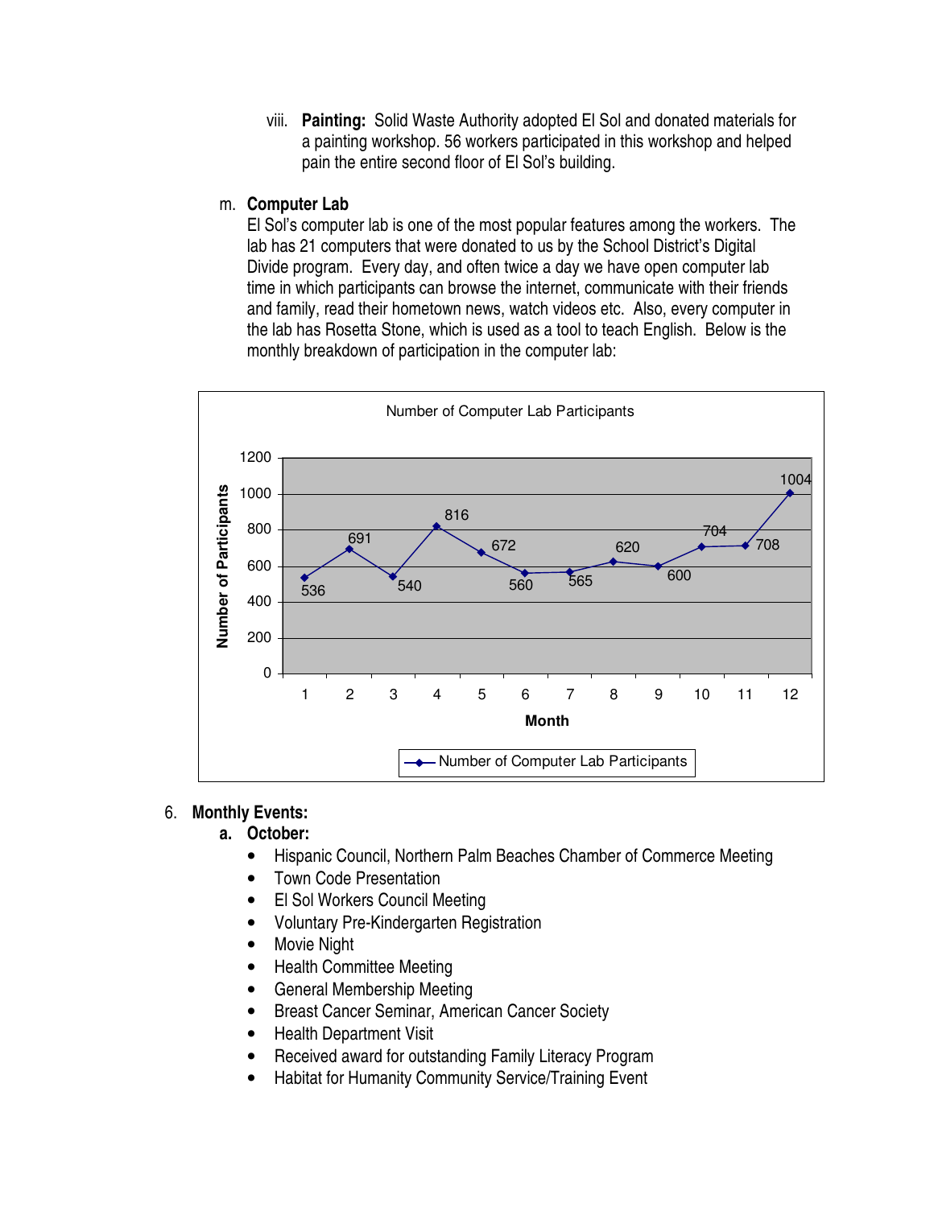viii. **Painting:** Solid Waste Authority adopted El Sol and donated materials for a painting workshop. 56 workers participated in this workshop and helped pain the entire second floor of El Sol's building.

m. **Computer Lab**

El Sol's computer lab is one of the most popular features among the workers. The lab has 21 computers that were donated to us by the School District's Digital Divide program. Every day, and often twice a day we have open computer lab time in which participants can browse the internet, communicate with their friends and family, read their hometown news, watch videos etc. Also, every computer in the lab has Rosetta Stone, which is used as a tool to teach English. Below is the monthly breakdown of participation in the computer lab:

Number of Computer Lab Participants

Number of Participants

1200
1000
800
600
400
200
0

Month

1 2 3 4 5 6 7 8 9 10 11 12

536 691 540 816 672 560 565 620 600 704 708 1004

Number of Computer Lab Participants

6. **Monthly Events:**

a. **October:**

- Hispanic Council, Northern Palm Beaches Chamber of Commerce Meeting
- Town Code Presentation
- El Sol Workers Council Meeting
- Voluntary Pre-Kindergarten Registration
- Movie Night
- Health Committee Meeting
- General Membership Meeting
- Breast Cancer Seminar, American Cancer Society
- Health Department Visit
- Received award for outstanding Family Literacy Program
- Habitat for Humanity Community Service/Training Event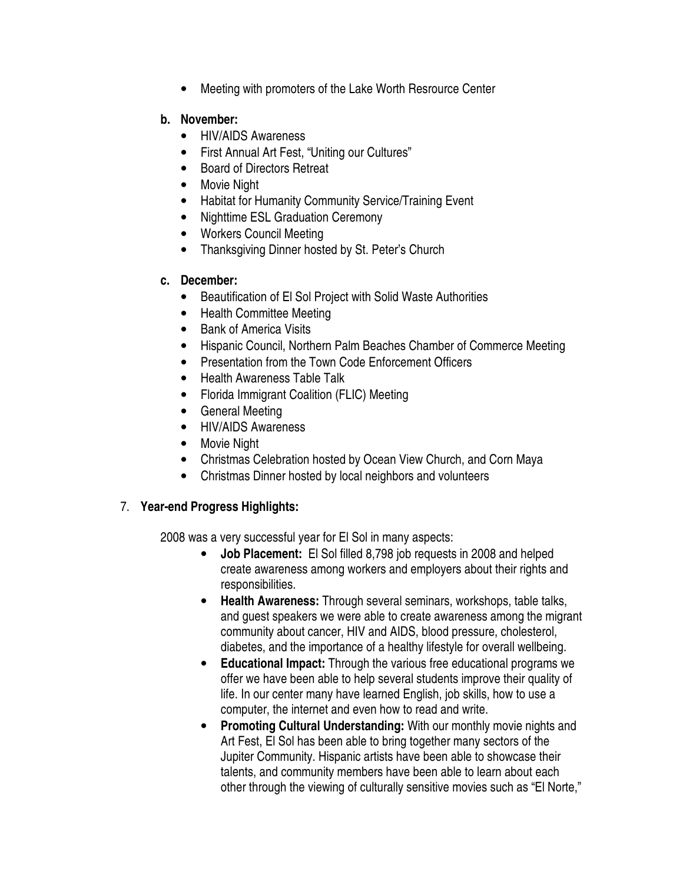- Meeting with promoters of the Lake Worth Resrource Center

**b. November:**

- HIV/AIDS Awareness
- First Annual Art Fest, "Uniting our Cultures"
- Board of Directors Retreat
- Movie Night
- Habitat for Humanity Community Service/Training Event
- Nighttime ESL Graduation Ceremony
- Workers Council Meeting
- Thanksgiving Dinner hosted by St. Peter's Church

**c. December:**

- Beautification of El Sol Project with Solid Waste Authorities
- Health Committee Meeting
- Bank of America Visits
- Hispanic Council, Northern Palm Beaches Chamber of Commerce Meeting
- Presentation from the Town Code Enforcement Officers
- Health Awareness Table Talk
- Florida Immigrant Coalition (FLIC) Meeting
- General Meeting
- HIV/AIDS Awareness
- Movie Night
- Christmas Celebration hosted by Ocean View Church, and Corn Maya
- Christmas Dinner hosted by local neighbors and volunteers

7. **Year-end Progress Highlights:**

2008 was a very successful year for El Sol in many aspects:

- **Job Placement:** El Sol filled 8,798 job requests in 2008 and helped create awareness among workers and employers about their rights and responsibilities.
- **Health Awareness:** Through several seminars, workshops, table talks, and guest speakers we were able to create awareness among the migrant community about cancer, HIV and AIDS, blood pressure, cholesterol, diabetes, and the importance of a healthy lifestyle for overall wellbeing.
- **Educational Impact:** Through the various free educational programs we offer we have been able to help several students improve their quality of life. In our center many have learned English, job skills, how to use a computer, the internet and even how to read and write.
- **Promoting Cultural Understanding:** With our monthly movie nights and Art Fest, El Sol has been able to bring together many sectors of the Jupiter Community. Hispanic artists have been able to showcase their talents, and community members have been able to learn about each other through the viewing of culturally sensitive movies such as "El Norte,"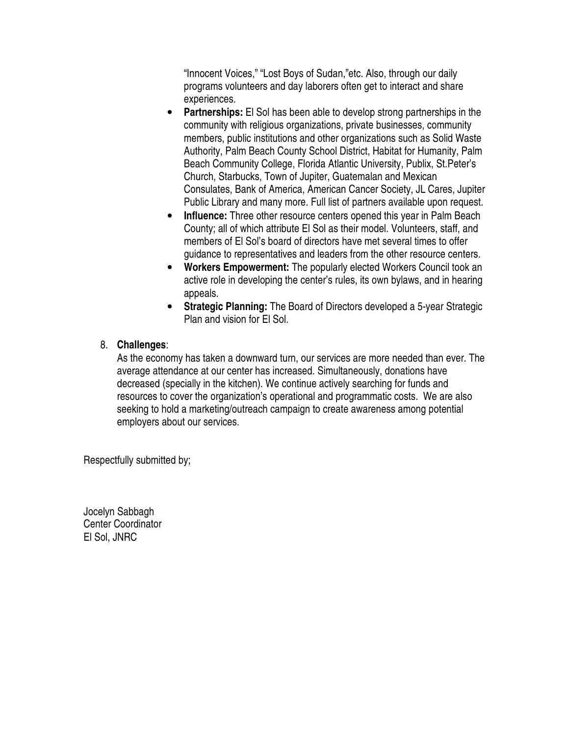"Innocent Voices," "Lost Boys of Sudan,"etc. Also, through our daily programs volunteers and day laborers often get to interact and share experiences.

- **Partnerships:** El Sol has been able to develop strong partnerships in the community with religious organizations, private businesses, community members, public institutions and other organizations such as Solid Waste Authority, Palm Beach County School District, Habitat for Humanity, Palm Beach Community College, Florida Atlantic University, Publix, St.Peter's Church, Starbucks, Town of Jupiter, Guatemalan and Mexican Consulates, Bank of America, American Cancer Society, JL Cares, Jupiter Public Library and many more. Full list of partners available upon request.
- **Influence:** Three other resource centers opened this year in Palm Beach County; all of which attribute El Sol as their model. Volunteers, staff, and members of El Sol's board of directors have met several times to offer guidance to representatives and leaders from the other resource centers.
- **Workers Empowerment:** The popularly elected Workers Council took an active role in developing the center's rules, its own bylaws, and in hearing appeals.
- **Strategic Planning:** The Board of Directors developed a 5-year Strategic Plan and vision for El Sol.

8. **Challenges**:
   As the economy has taken a downward turn, our services are more needed than ever. The average attendance at our center has increased. Simultaneously, donations have decreased (specially in the kitchen). We continue actively searching for funds and resources to cover the organization's operational and programmatic costs. We are also seeking to hold a marketing/outreach campaign to create awareness among potential employers about our services.

Respectfully submitted by;

Jocelyn Sabbagh
Center Coordinator
El Sol, JNRC